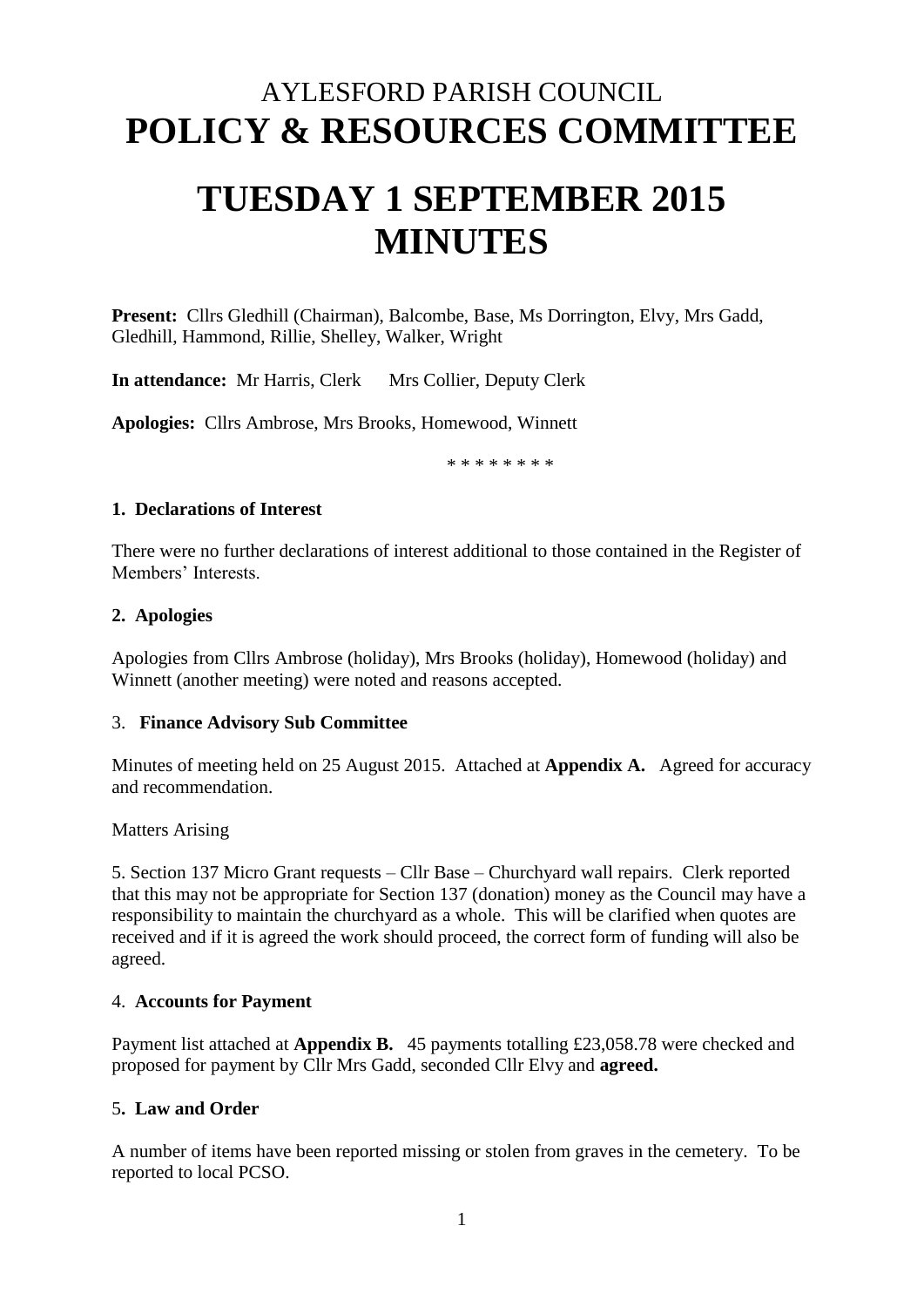# AYLESFORD PARISH COUNCIL
# POLICY & RESOURCES COMMITTEE

# TUESDAY 1 SEPTEMBER 2015
# MINUTES

**Present:** Cllrs Gledhill (Chairman), Balcombe, Base, Ms Dorrington, Elvy, Mrs Gadd, Gledhill, Hammond, Rillie, Shelley, Walker, Wright

**In attendance:** Mr Harris, Clerk  Mrs Collier, Deputy Clerk

**Apologies:** Cllrs Ambrose, Mrs Brooks, Homewood, Winnett

\* \* \* \* \* \* \* \*

**1. Declarations of Interest**

There were no further declarations of interest additional to those contained in the Register of Members' Interests.

**2. Apologies**

Apologies from Cllrs Ambrose (holiday), Mrs Brooks (holiday), Homewood (holiday) and Winnett (another meeting) were noted and reasons accepted.

3. **Finance Advisory Sub Committee**

Minutes of meeting held on 25 August 2015. Attached at **Appendix A.** Agreed for accuracy and recommendation.

Matters Arising

5. Section 137 Micro Grant requests – Cllr Base – Churchyard wall repairs. Clerk reported that this may not be appropriate for Section 137 (donation) money as the Council may have a responsibility to maintain the churchyard as a whole. This will be clarified when quotes are received and if it is agreed the work should proceed, the correct form of funding will also be agreed.

4. **Accounts for Payment**

Payment list attached at **Appendix B.** 45 payments totalling £23,058.78 were checked and proposed for payment by Cllr Mrs Gadd, seconded Cllr Elvy and **agreed.**

5**. Law and Order**

A number of items have been reported missing or stolen from graves in the cemetery. To be reported to local PCSO.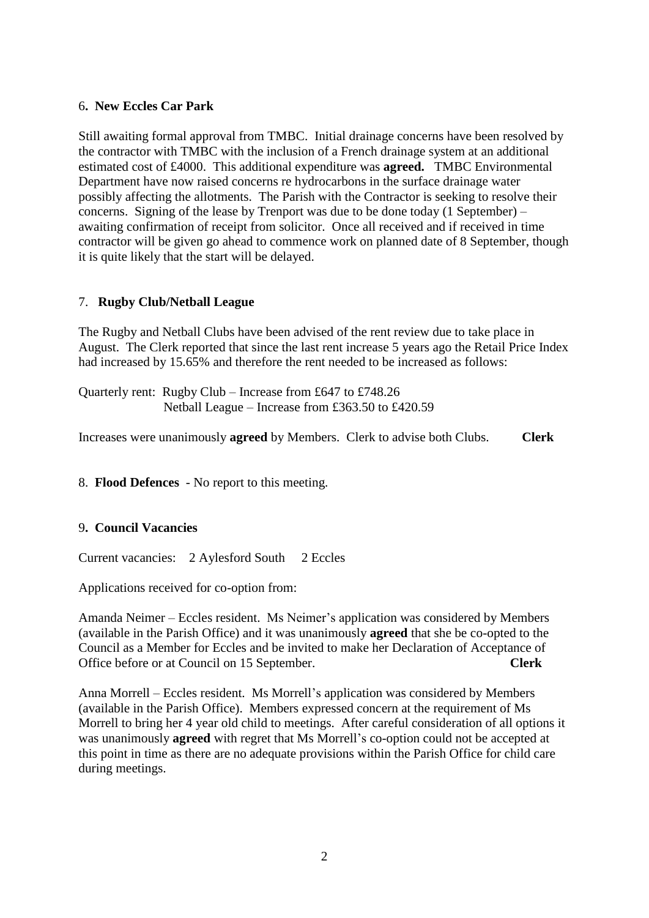### 6. New Eccles Car Park

Still awaiting formal approval from TMBC. Initial drainage concerns have been resolved by the contractor with TMBC with the inclusion of a French drainage system at an additional estimated cost of £4000. This additional expenditure was **agreed.** TMBC Environmental Department have now raised concerns re hydrocarbons in the surface drainage water possibly affecting the allotments. The Parish with the Contractor is seeking to resolve their concerns. Signing of the lease by Trenport was due to be done today (1 September) – awaiting confirmation of receipt from solicitor. Once all received and if received in time contractor will be given go ahead to commence work on planned date of 8 September, though it is quite likely that the start will be delayed.

### 7. Rugby Club/Netball League

The Rugby and Netball Clubs have been advised of the rent review due to take place in August. The Clerk reported that since the last rent increase 5 years ago the Retail Price Index had increased by 15.65% and therefore the rent needed to be increased as follows:

Quarterly rent: Rugby Club – Increase from £647 to £748.26
Netball League – Increase from £363.50 to £420.59

Increases were unanimously **agreed** by Members. Clerk to advise both Clubs. **Clerk**

### 8. Flood Defences - No report to this meeting.

### 9. Council Vacancies

Current vacancies: 2 Aylesford South 2 Eccles

Applications received for co-option from:

Amanda Neimer – Eccles resident. Ms Neimer's application was considered by Members (available in the Parish Office) and it was unanimously **agreed** that she be co-opted to the Council as a Member for Eccles and be invited to make her Declaration of Acceptance of Office before or at Council on 15 September. **Clerk**

Anna Morrell – Eccles resident. Ms Morrell's application was considered by Members (available in the Parish Office). Members expressed concern at the requirement of Ms Morrell to bring her 4 year old child to meetings. After careful consideration of all options it was unanimously **agreed** with regret that Ms Morrell's co-option could not be accepted at this point in time as there are no adequate provisions within the Parish Office for child care during meetings.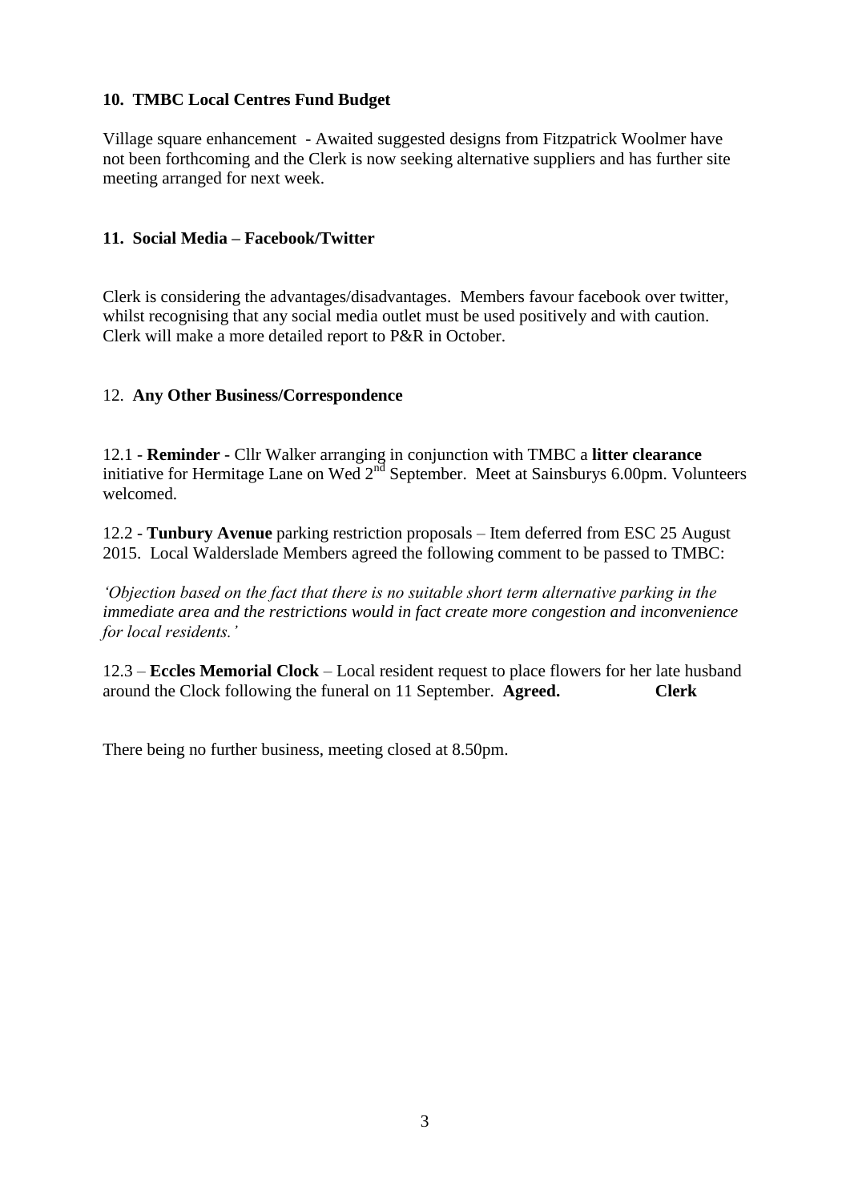**10. TMBC Local Centres Fund Budget**

Village square enhancement - Awaited suggested designs from Fitzpatrick Woolmer have not been forthcoming and the Clerk is now seeking alternative suppliers and has further site meeting arranged for next week.

**11. Social Media – Facebook/Twitter**

Clerk is considering the advantages/disadvantages. Members favour facebook over twitter, whilst recognising that any social media outlet must be used positively and with caution. Clerk will make a more detailed report to P&R in October.

12. **Any Other Business/Correspondence**

12.1 - **Reminder** - Cllr Walker arranging in conjunction with TMBC a **litter clearance** initiative for Hermitage Lane on Wed 2nd September. Meet at Sainsburys 6.00pm. Volunteers welcomed.

12.2 - **Tunbury Avenue** parking restriction proposals – Item deferred from ESC 25 August 2015. Local Walderslade Members agreed the following comment to be passed to TMBC:

*'Objection based on the fact that there is no suitable short term alternative parking in the immediate area and the restrictions would in fact create more congestion and inconvenience for local residents.'*

12.3 – **Eccles Memorial Clock** – Local resident request to place flowers for her late husband around the Clock following the funeral on 11 September. **Agreed.** **Clerk**

There being no further business, meeting closed at 8.50pm.